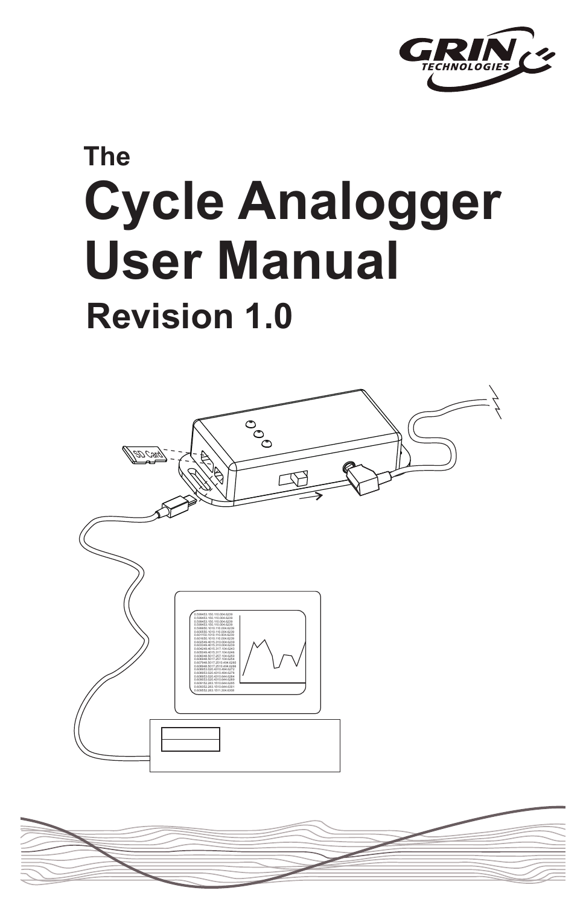# The Cycle Analogger User Manual

## Revision 1.0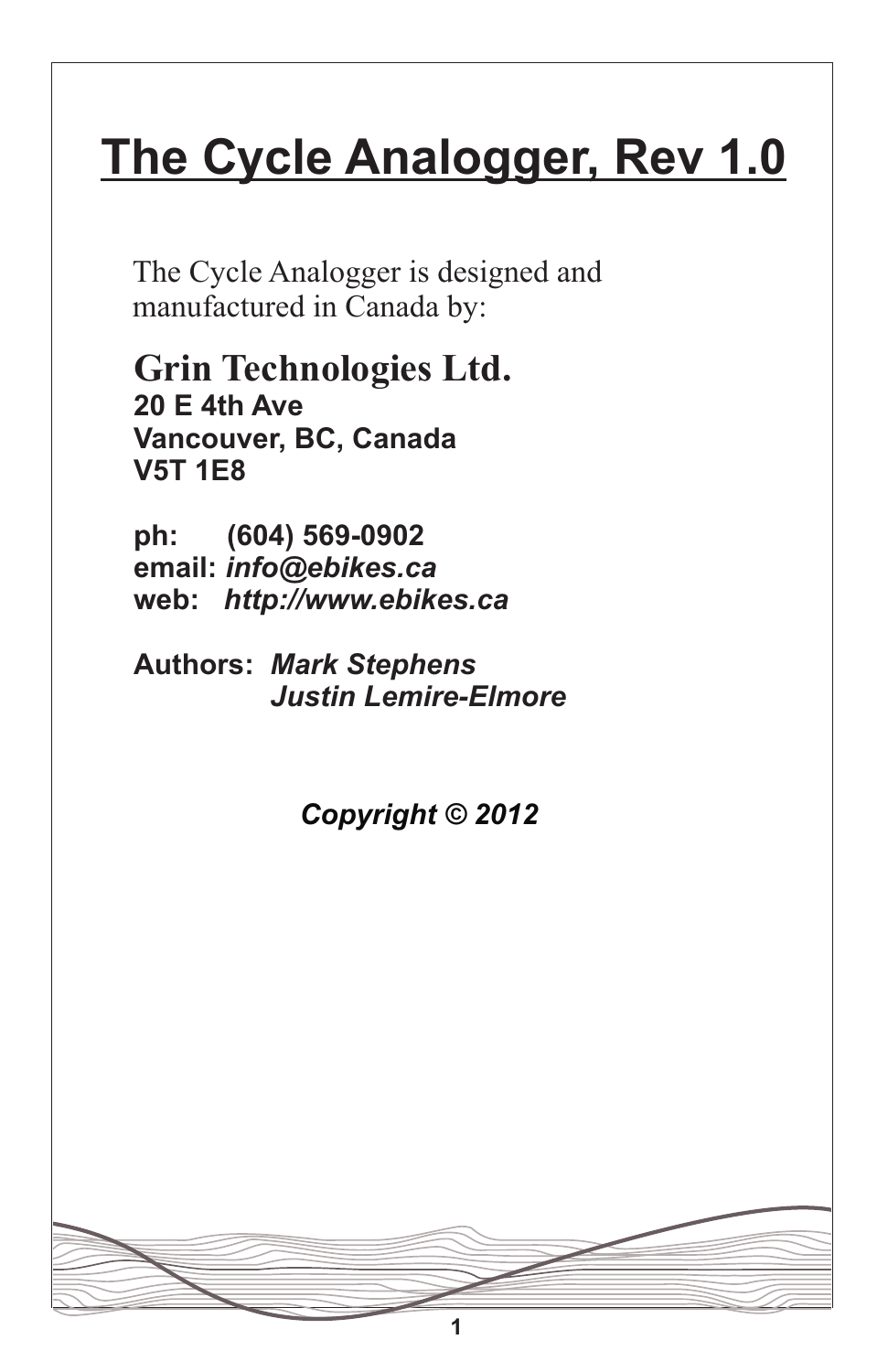# The Cycle Analogger, Rev 1.0

The Cycle Analogger is designed and manufactured in Canada by:

**Grin Technologies Ltd.**
**20 E 4th Ave**
**Vancouver, BC, Canada**
**V5T 1E8**

**ph: (604) 569-0902**
**email:** ***info@ebikes.ca***
**web:** ***http://www.ebikes.ca***

**Authors:** ***Mark Stephens***
***Justin Lemire-Elmore***

***Copyright © 2012***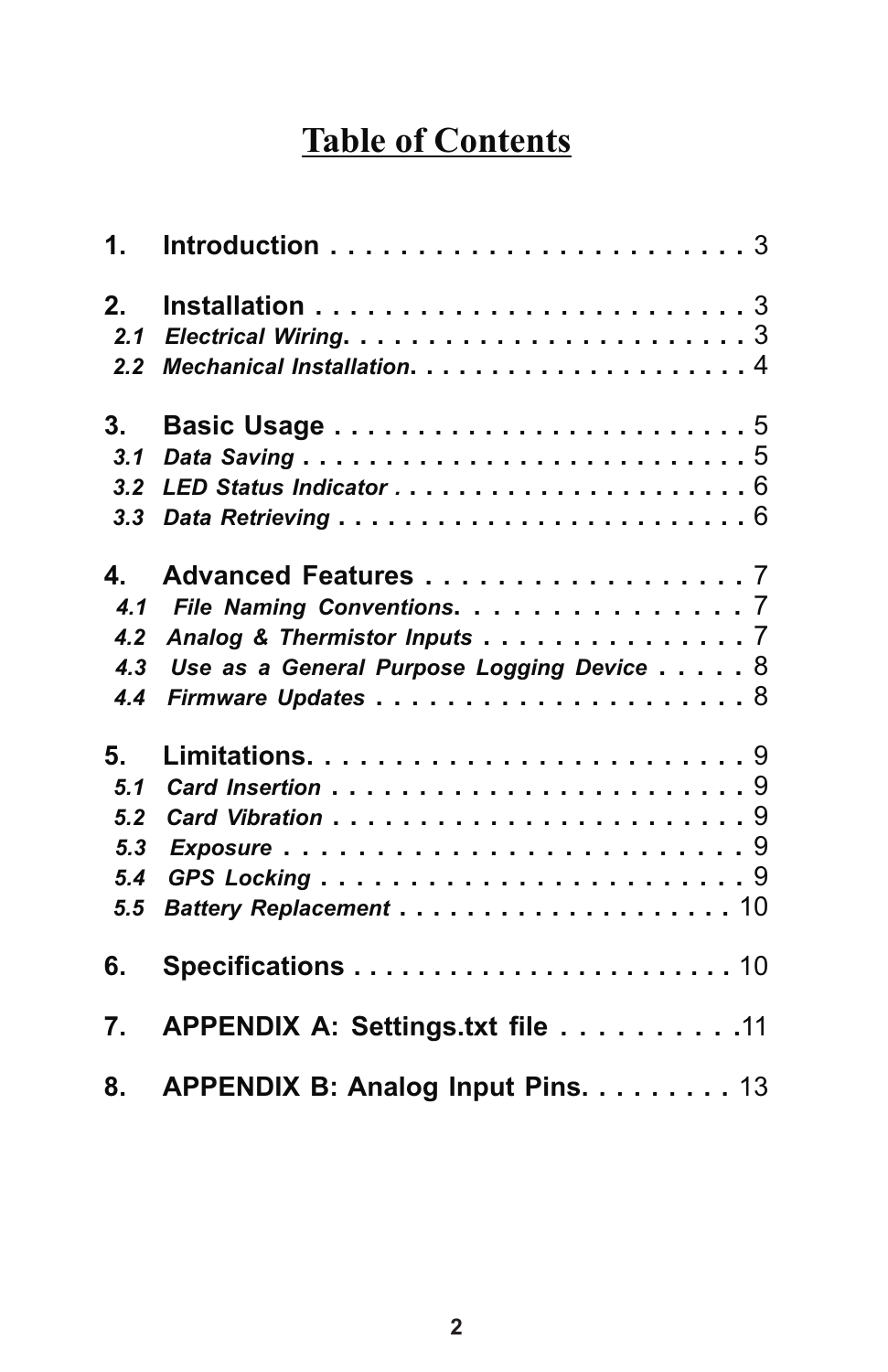# Table of Contents

**1. Introduction** . . . . . . . . . . . . . . . . . . . . . . . . 3

**2. Installation** . . . . . . . . . . . . . . . . . . . . . . . . 3

*2.1 Electrical Wiring* . . . . . . . . . . . . . . . . . . . . . . . 3

*2.2 Mechanical Installation* . . . . . . . . . . . . . . . . . . . . 4

**3. Basic Usage** . . . . . . . . . . . . . . . . . . . . . . . . 5

*3.1 Data Saving* . . . . . . . . . . . . . . . . . . . . . . . . . 5

*3.2 LED Status Indicator* . . . . . . . . . . . . . . . . . . . . . 6

*3.3 Data Retrieving* . . . . . . . . . . . . . . . . . . . . . . . . 6

**4. Advanced Features** . . . . . . . . . . . . . . . . . . 7

*4.1 File Naming Conventions* . . . . . . . . . . . . . . . . 7

*4.2 Analog & Thermistor Inputs* . . . . . . . . . . . . . . . 7

*4.3 Use as a General Purpose Logging Device* . . . . . 8

*4.4 Firmware Updates* . . . . . . . . . . . . . . . . . . . . . 8

**5. Limitations** . . . . . . . . . . . . . . . . . . . . . . . . 9

*5.1 Card Insertion* . . . . . . . . . . . . . . . . . . . . . . . . 9

*5.2 Card Vibration* . . . . . . . . . . . . . . . . . . . . . . . . 9

*5.3 Exposure* . . . . . . . . . . . . . . . . . . . . . . . . . . . 9

*5.4 GPS Locking* . . . . . . . . . . . . . . . . . . . . . . . . . 9

*5.5 Battery Replacement* . . . . . . . . . . . . . . . . . . . 10

**6. Specifications** . . . . . . . . . . . . . . . . . . . . . . . 10

**7. APPENDIX A: Settings.txt file** . . . . . . . . . .11

**8. APPENDIX B: Analog Input Pins** . . . . . . . . . 13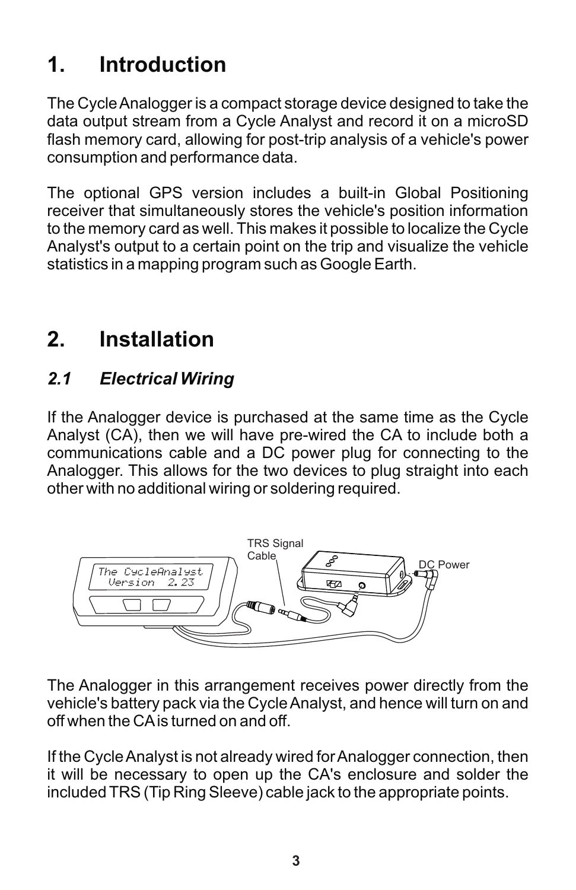# 1. Introduction

The Cycle Analogger is a compact storage device designed to take the data output stream from a Cycle Analyst and record it on a microSD flash memory card, allowing for post-trip analysis of a vehicle's power consumption and performance data.

The optional GPS version includes a built-in Global Positioning receiver that simultaneously stores the vehicle's position information to the memory card as well. This makes it possible to localize the Cycle Analyst's output to a certain point on the trip and visualize the vehicle statistics in a mapping program such as Google Earth.

# 2. Installation

## *2.1 Electrical Wiring*

If the Analogger device is purchased at the same time as the Cycle Analyst (CA), then we will have pre-wired the CA to include both a communications cable and a DC power plug for connecting to the Analogger. This allows for the two devices to plug straight into each other with no additional wiring or soldering required.

TRS Signal Cable

DC Power

The CycleAnalyst Version 2.23

The Analogger in this arrangement receives power directly from the vehicle's battery pack via the Cycle Analyst, and hence will turn on and off when the CA is turned on and off.

If the Cycle Analyst is not already wired for Analogger connection, then it will be necessary to open up the CA's enclosure and solder the included TRS (Tip Ring Sleeve) cable jack to the appropriate points.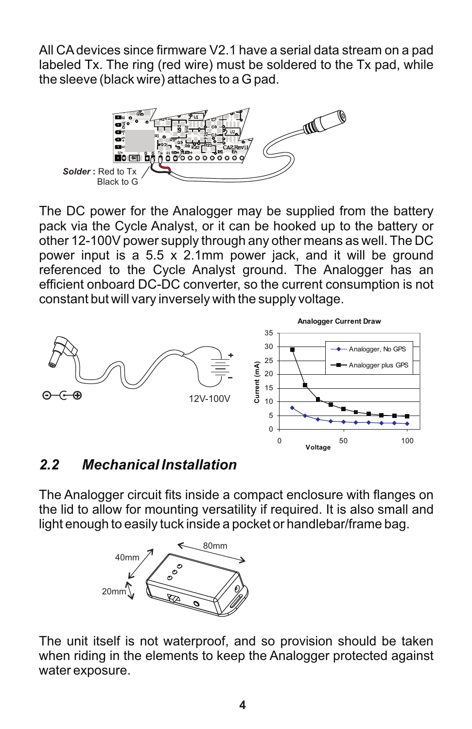All CA devices since firmware V2.1 have a serial data stream on a pad labeled Tx. The ring (red wire) must be soldered to the Tx pad, while the sleeve (black wire) attaches to a G pad.

***Solder*** **:** Red to Tx
Black to G

The DC power for the Analogger may be supplied from the battery pack via the Cycle Analyst, or it can be hooked up to the battery or other 12-100V power supply through any other means as well. The DC power input is a 5.5 x 2.1mm power jack, and it will be ground referenced to the Cycle Analyst ground. The Analogger has an efficient onboard DC-DC converter, so the current consumption is not constant but will vary inversely with the supply voltage.

12V-100V

**Analogger Current Draw**

## 2.2 *Mechanical Installation*

The Analogger circuit fits inside a compact enclosure with flanges on the lid to allow for mounting versatility if required. It is also small and light enough to easily tuck inside a pocket or handlebar/frame bag.

80mm
40mm
20mm

The unit itself is not waterproof, and so provision should be taken when riding in the elements to keep the Analogger protected against water exposure.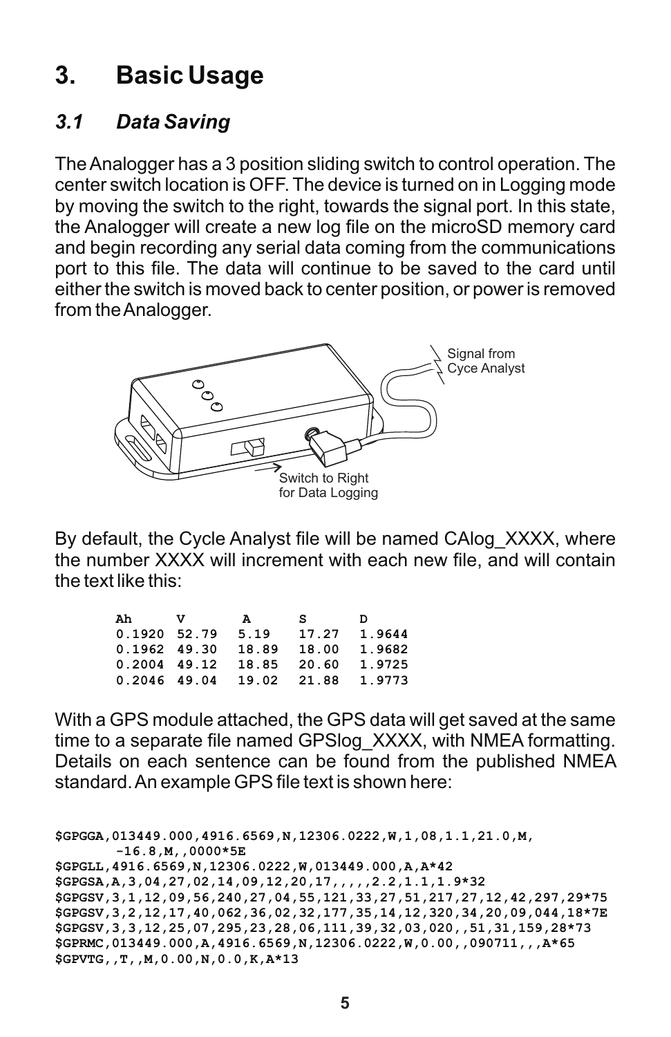# 3. Basic Usage

## *3.1 Data Saving*

The Analogger has a 3 position sliding switch to control operation. The center switch location is OFF. The device is turned on in Logging mode by moving the switch to the right, towards the signal port. In this state, the Analogger will create a new log file on the microSD memory card and begin recording any serial data coming from the communications port to this file. The data will continue to be saved to the card until either the switch is moved back to center position, or power is removed from the Analogger.

Signal from Cyce Analyst

Switch to Right for Data Logging

By default, the Cycle Analyst file will be named CAlog_XXXX, where the number XXXX will increment with each new file, and will contain the text like this:

```
Ah      V       A       S       D
0.1920  52.79   5.19    17.27   1.9644
0.1962  49.30   18.89   18.00   1.9682
0.2004  49.12   18.85   20.60   1.9725
0.2046  49.04   19.02   21.88   1.9773
```

With a GPS module attached, the GPS data will get saved at the same time to a separate file named GPSlog_XXXX, with NMEA formatting. Details on each sentence can be found from the published NMEA standard. An example GPS file text is shown here:

```
$GPGGA,013449.000,4916.6569,N,12306.0222,W,1,08,1.1,21.0,M,
        -16.8,M,,0000*5E
$GPGLL,4916.6569,N,12306.0222,W,013449.000,A,A*42
$GPGSA,A,3,04,27,02,14,09,12,20,17,,,,,2.2,1.1,1.9*32
$GPGSV,3,1,12,09,56,240,27,04,55,121,33,27,51,217,27,12,42,297,29*75
$GPGSV,3,2,12,17,40,062,36,02,32,177,35,14,12,320,34,20,09,044,18*7E
$GPGSV,3,3,12,25,07,295,23,28,06,111,39,32,03,020,,51,31,159,28*73
$GPRMC,013449.000,A,4916.6569,N,12306.0222,W,0.00,,090711,,,A*65
$GPVTG,,T,,M,0.00,N,0.0,K,A*13
```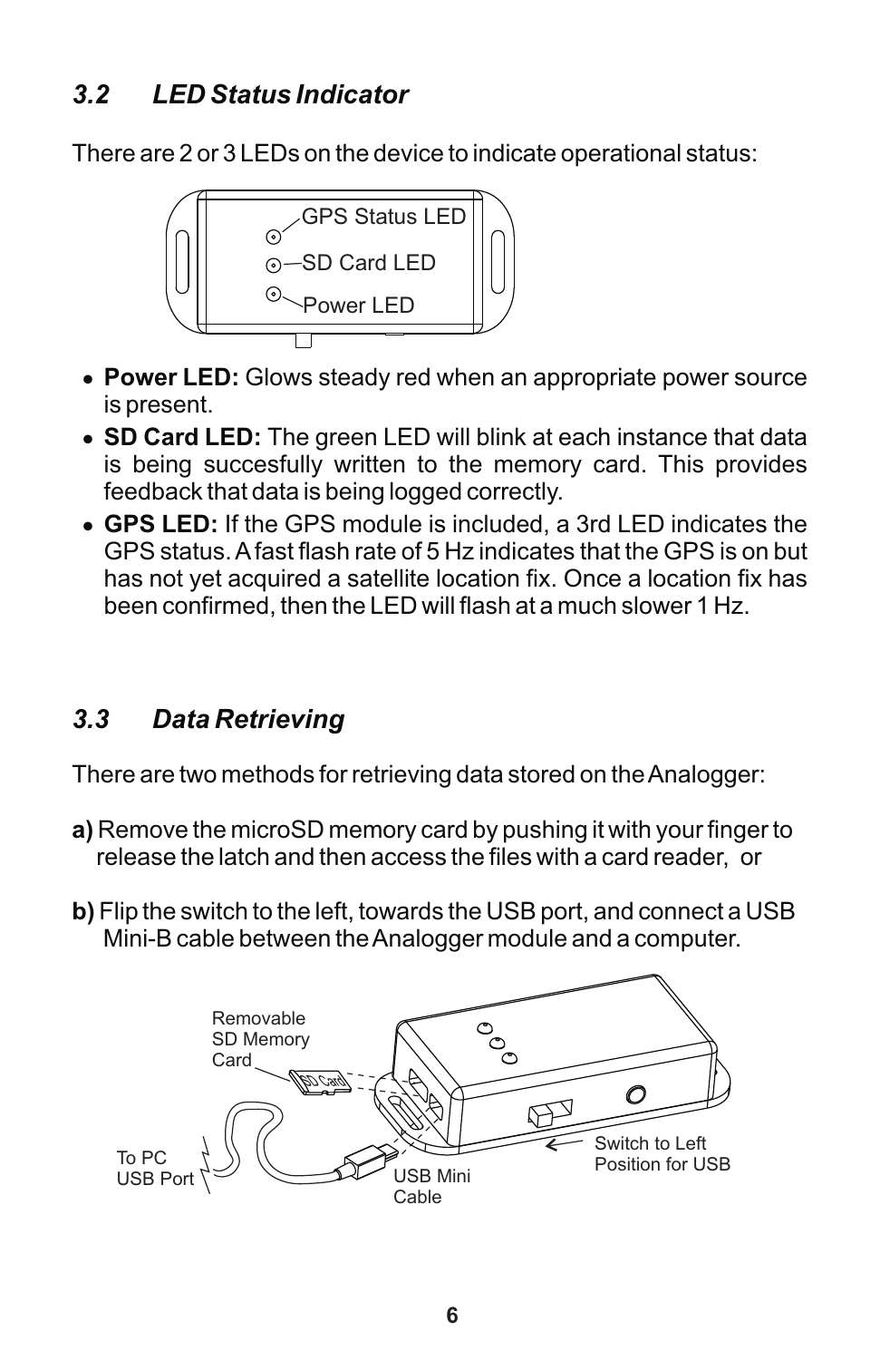## 3.2 LED Status Indicator

There are 2 or 3 LEDs on the device to indicate operational status:

GPS Status LED

SD Card LED

Power LED

- **Power LED:** Glows steady red when an appropriate power source is present.
- **SD Card LED:** The green LED will blink at each instance that data is being succesfully written to the memory card. This provides feedback that data is being logged correctly.
- **GPS LED:** If the GPS module is included, a 3rd LED indicates the GPS status. A fast flash rate of 5 Hz indicates that the GPS is on but has not yet acquired a satellite location fix. Once a location fix has been confirmed, then the LED will flash at a much slower 1 Hz.

## 3.3 Data Retrieving

There are two methods for retrieving data stored on the Analogger:

**a)** Remove the microSD memory card by pushing it with your finger to release the latch and then access the files with a card reader, or

**b)** Flip the switch to the left, towards the USB port, and connect a USB Mini-B cable between the Analogger module and a computer.

Removable SD Memory Card

To PC USB Port

USB Mini Cable

Switch to Left Position for USB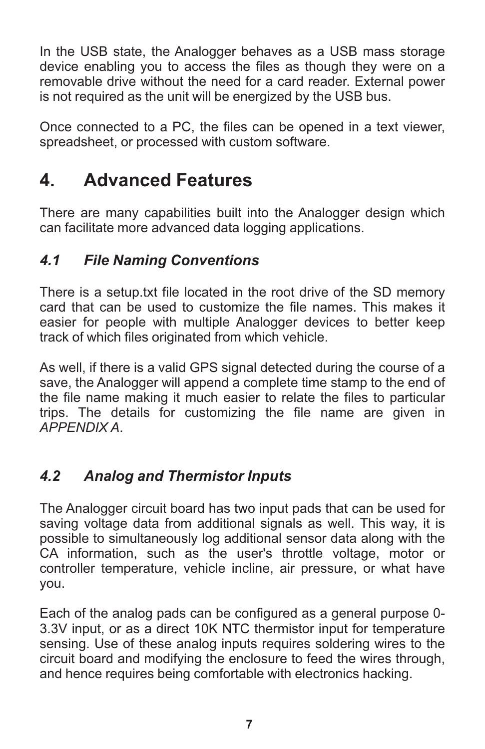In the USB state, the Analogger behaves as a USB mass storage device enabling you to access the files as though they were on a removable drive without the need for a card reader. External power is not required as the unit will be energized by the USB bus.

Once connected to a PC, the files can be opened in a text viewer, spreadsheet, or processed with custom software.

# 4. Advanced Features

There are many capabilities built into the Analogger design which can facilitate more advanced data logging applications.

## *4.1 File Naming Conventions*

There is a setup.txt file located in the root drive of the SD memory card that can be used to customize the file names. This makes it easier for people with multiple Analogger devices to better keep track of which files originated from which vehicle.

As well, if there is a valid GPS signal detected during the course of a save, the Analogger will append a complete time stamp to the end of the file name making it much easier to relate the files to particular trips. The details for customizing the file name are given in *APPENDIX A*.

## *4.2 Analog and Thermistor Inputs*

The Analogger circuit board has two input pads that can be used for saving voltage data from additional signals as well. This way, it is possible to simultaneously log additional sensor data along with the CA information, such as the user's throttle voltage, motor or controller temperature, vehicle incline, air pressure, or what have you.

Each of the analog pads can be configured as a general purpose 0-3.3V input, or as a direct 10K NTC thermistor input for temperature sensing. Use of these analog inputs requires soldering wires to the circuit board and modifying the enclosure to feed the wires through, and hence requires being comfortable with electronics hacking.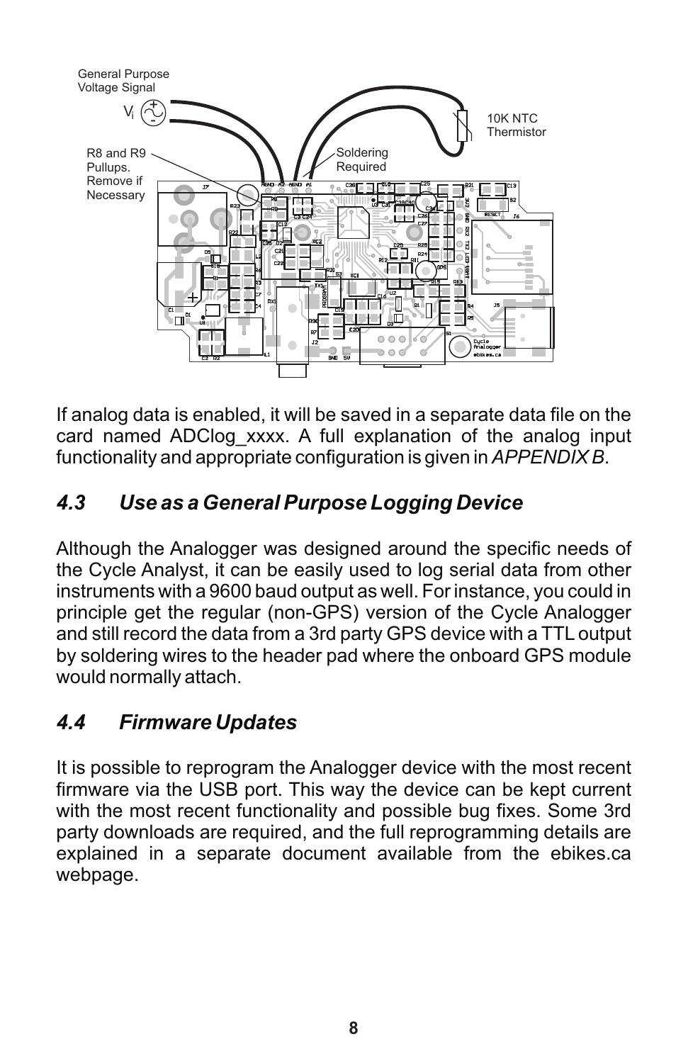General Purpose Voltage Signal

$V_i$

10K NTC Thermistor

R8 and R9 Pullups. Remove if Necessary

Soldering Required

If analog data is enabled, it will be saved in a separate data file on the card named ADClog_xxxx. A full explanation of the analog input functionality and appropriate configuration is given in *APPENDIX B*.

## *4.3 Use as a General Purpose Logging Device*

Although the Analogger was designed around the specific needs of the Cycle Analyst, it can be easily used to log serial data from other instruments with a 9600 baud output as well. For instance, you could in principle get the regular (non-GPS) version of the Cycle Analogger and still record the data from a 3rd party GPS device with a TTL output by soldering wires to the header pad where the onboard GPS module would normally attach.

## *4.4 Firmware Updates*

It is possible to reprogram the Analogger device with the most recent firmware via the USB port. This way the device can be kept current with the most recent functionality and possible bug fixes. Some 3rd party downloads are required, and the full reprogramming details are explained in a separate document available from the ebikes.ca webpage.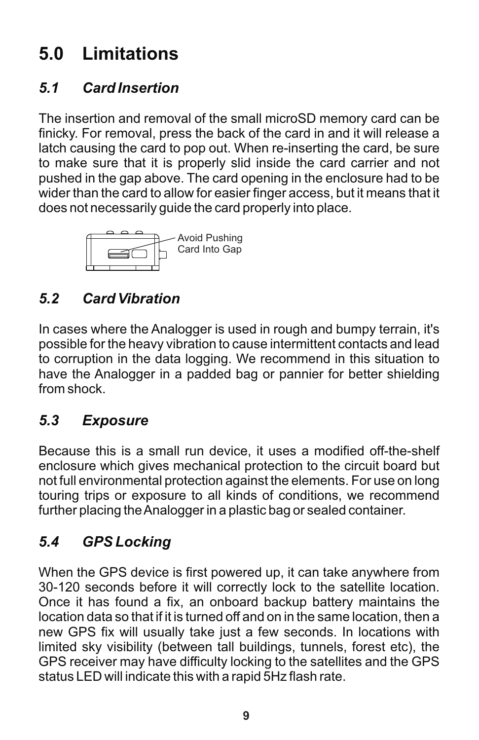# 5.0 Limitations

## *5.1 Card Insertion*

The insertion and removal of the small microSD memory card can be finicky. For removal, press the back of the card in and it will release a latch causing the card to pop out. When re-inserting the card, be sure to make sure that it is properly slid inside the card carrier and not pushed in the gap above. The card opening in the enclosure had to be wider than the card to allow for easier finger access, but it means that it does not necessarily guide the card properly into place.

Avoid Pushing Card Into Gap

## *5.2 Card Vibration*

In cases where the Analogger is used in rough and bumpy terrain, it's possible for the heavy vibration to cause intermittent contacts and lead to corruption in the data logging. We recommend in this situation to have the Analogger in a padded bag or pannier for better shielding from shock.

## *5.3 Exposure*

Because this is a small run device, it uses a modified off-the-shelf enclosure which gives mechanical protection to the circuit board but not full environmental protection against the elements. For use on long touring trips or exposure to all kinds of conditions, we recommend further placing the Analogger in a plastic bag or sealed container.

## *5.4 GPS Locking*

When the GPS device is first powered up, it can take anywhere from 30-120 seconds before it will correctly lock to the satellite location. Once it has found a fix, an onboard backup battery maintains the location data so that if it is turned off and on in the same location, then a new GPS fix will usually take just a few seconds. In locations with limited sky visibility (between tall buildings, tunnels, forest etc), the GPS receiver may have difficulty locking to the satellites and the GPS status LED will indicate this with a rapid 5Hz flash rate.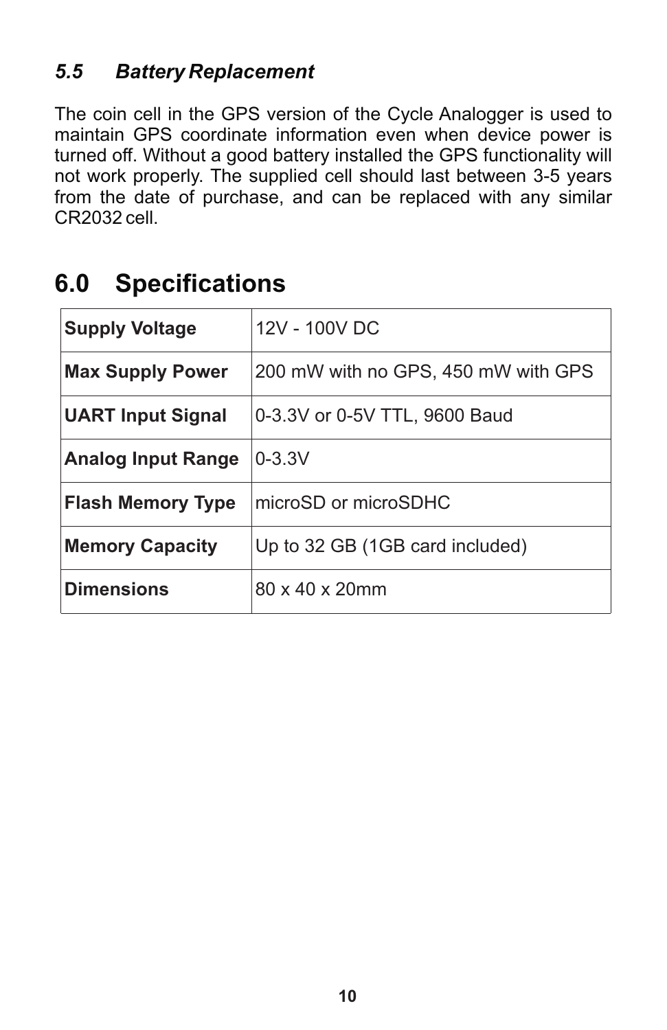### *5.5 Battery Replacement*

The coin cell in the GPS version of the Cycle Analogger is used to maintain GPS coordinate information even when device power is turned off. Without a good battery installed the GPS functionality will not work properly. The supplied cell should last between 3-5 years from the date of purchase, and can be replaced with any similar CR2032 cell.

# 6.0 Specifications

| | |
|---|---|
| **Supply Voltage** | 12V - 100V DC |
| **Max Supply Power** | 200 mW with no GPS, 450 mW with GPS |
| **UART Input Signal** | 0-3.3V or 0-5V TTL, 9600 Baud |
| **Analog Input Range** | 0-3.3V |
| **Flash Memory Type** | microSD or microSDHC |
| **Memory Capacity** | Up to 32 GB (1GB card included) |
| **Dimensions** | 80 x 40 x 20mm |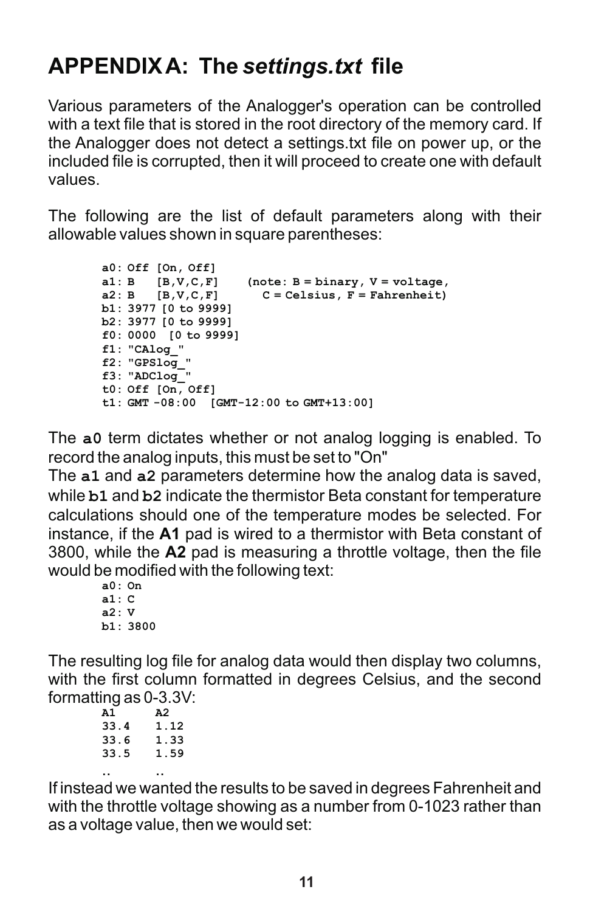# APPENDIX A: The *settings.txt* file

Various parameters of the Analogger's operation can be controlled with a text file that is stored in the root directory of the memory card. If the Analogger does not detect a settings.txt file on power up, or the included file is corrupted, then it will proceed to create one with default values.

The following are the list of default parameters along with their allowable values shown in square parentheses:

```
a0: Off [On, Off]
a1: B   [B,V,C,F]    (note: B = binary, V = voltage,
a2: B   [B,V,C,F]      C = Celsius, F = Fahrenheit)
b1: 3977 [0 to 9999]
b2: 3977 [0 to 9999]
f0: 0000  [0 to 9999]
f1: "CAlog_"
f2: "GPSlog_"
f3: "ADClog_"
t0: Off [On, Off]
t1: GMT -08:00  [GMT-12:00 to GMT+13:00]
```

The **a0** term dictates whether or not analog logging is enabled. To record the analog inputs, this must be set to "On"

The **a1** and **a2** parameters determine how the analog data is saved, while **b1** and **b2** indicate the thermistor Beta constant for temperature calculations should one of the temperature modes be selected. For instance, if the **A1** pad is wired to a thermistor with Beta constant of 3800, while the **A2** pad is measuring a throttle voltage, then the file would be modified with the following text:

```
a0: On
a1: C
a2: V
b1: 3800
```

The resulting log file for analog data would then display two columns, with the first column formatted in degrees Celsius, and the second formatting as 0-3.3V:

```
A1      A2
33.4    1.12
33.6    1.33
33.5    1.59
..      ..
```

If instead we wanted the results to be saved in degrees Fahrenheit and with the throttle voltage showing as a number from 0-1023 rather than as a voltage value, then we would set: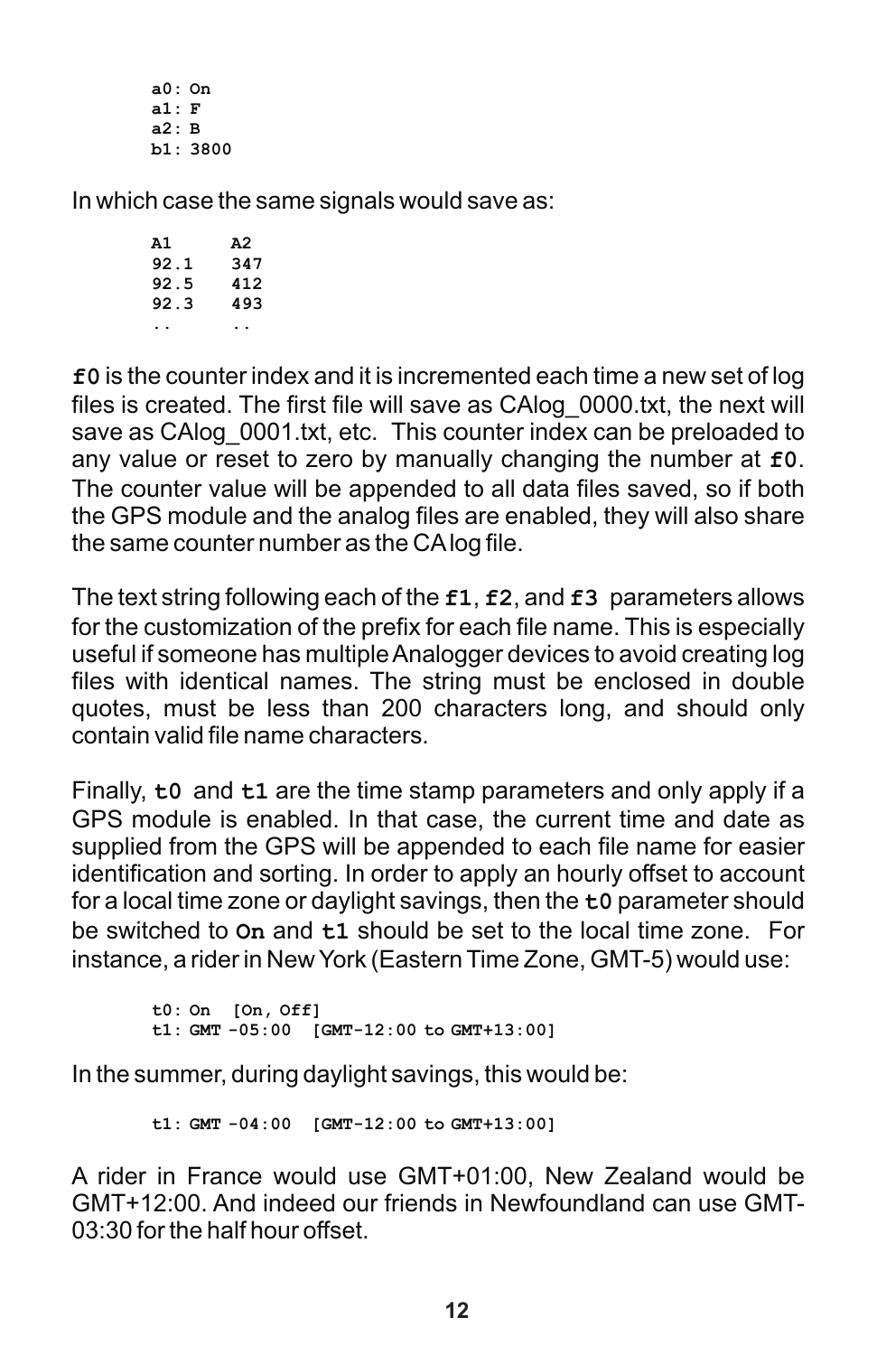```
a0: On
a1: F
a2: B
b1: 3800
```

In which case the same signals would save as:

```
A1      A2
92.1    347
92.5    412
92.3    493
..      ..
```

**`f0`** is the counter index and it is incremented each time a new set of log files is created. The first file will save as CAlog_0000.txt, the next will save as CAlog_0001.txt, etc. This counter index can be preloaded to any value or reset to zero by manually changing the number at **`f0`**. The counter value will be appended to all data files saved, so if both the GPS module and the analog files are enabled, they will also share the same counter number as the CA log file.

The text string following each of the **`f1`**, **`f2`**, and **`f3`** parameters allows for the customization of the prefix for each file name. This is especially useful if someone has multiple Analogger devices to avoid creating log files with identical names. The string must be enclosed in double quotes, must be less than 200 characters long, and should only contain valid file name characters.

Finally, **`t0`** and **`t1`** are the time stamp parameters and only apply if a GPS module is enabled. In that case, the current time and date as supplied from the GPS will be appended to each file name for easier identification and sorting. In order to apply an hourly offset to account for a local time zone or daylight savings, then the **`t0`** parameter should be switched to **`On`** and **`t1`** should be set to the local time zone. For instance, a rider in New York (Eastern Time Zone, GMT-5) would use:

```
t0: On  [On, Off]
t1: GMT -05:00  [GMT-12:00 to GMT+13:00]
```

In the summer, during daylight savings, this would be:

```
t1: GMT -04:00  [GMT-12:00 to GMT+13:00]
```

A rider in France would use GMT+01:00, New Zealand would be GMT+12:00. And indeed our friends in Newfoundland can use GMT-03:30 for the half hour offset.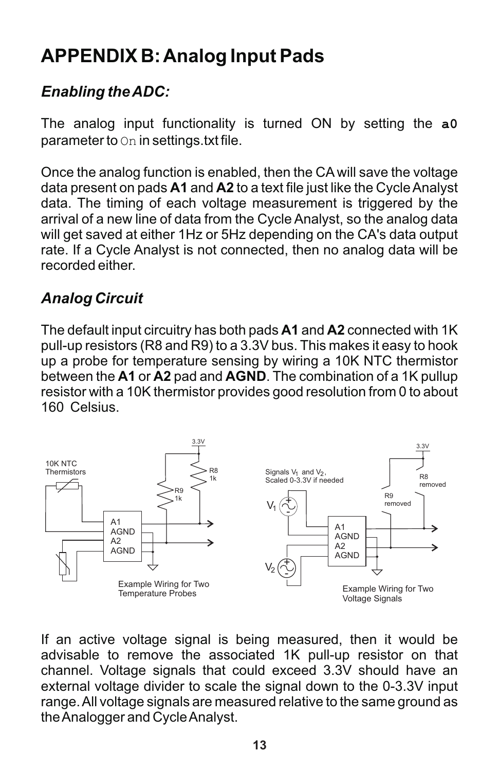# APPENDIX B: Analog Input Pads

## *Enabling the ADC:*

The analog input functionality is turned ON by setting the **`a0`** parameter to `On` in settings.txt file.

Once the analog function is enabled, then the CA will save the voltage data present on pads **A1** and **A2** to a text file just like the Cycle Analyst data. The timing of each voltage measurement is triggered by the arrival of a new line of data from the Cycle Analyst, so the analog data will get saved at either 1Hz or 5Hz depending on the CA's data output rate. If a Cycle Analyst is not connected, then no analog data will be recorded either.

## *Analog Circuit*

The default input circuitry has both pads **A1** and **A2** connected with 1K pull-up resistors (R8 and R9) to a 3.3V bus. This makes it easy to hook up a probe for temperature sensing by wiring a 10K NTC thermistor between the **A1** or **A2** pad and **AGND**. The combination of a 1K pullup resistor with a 10K thermistor provides good resolution from 0 to about 160 Celsius.

10K NTC Thermistors, 3.3V, R8 1k, R9 1k, A1, AGND, A2, AGND

Example Wiring for Two Temperature Probes

Signals $V_1$ and $V_2$, Scaled 0-3.3V if needed, 3.3V, R8 removed, R9 removed, $V_1$, $V_2$, A1, AGND, A2, AGND

Example Wiring for Two Voltage Signals

If an active voltage signal is being measured, then it would be advisable to remove the associated 1K pull-up resistor on that channel. Voltage signals that could exceed 3.3V should have an external voltage divider to scale the signal down to the 0-3.3V input range. All voltage signals are measured relative to the same ground as the Analogger and Cycle Analyst.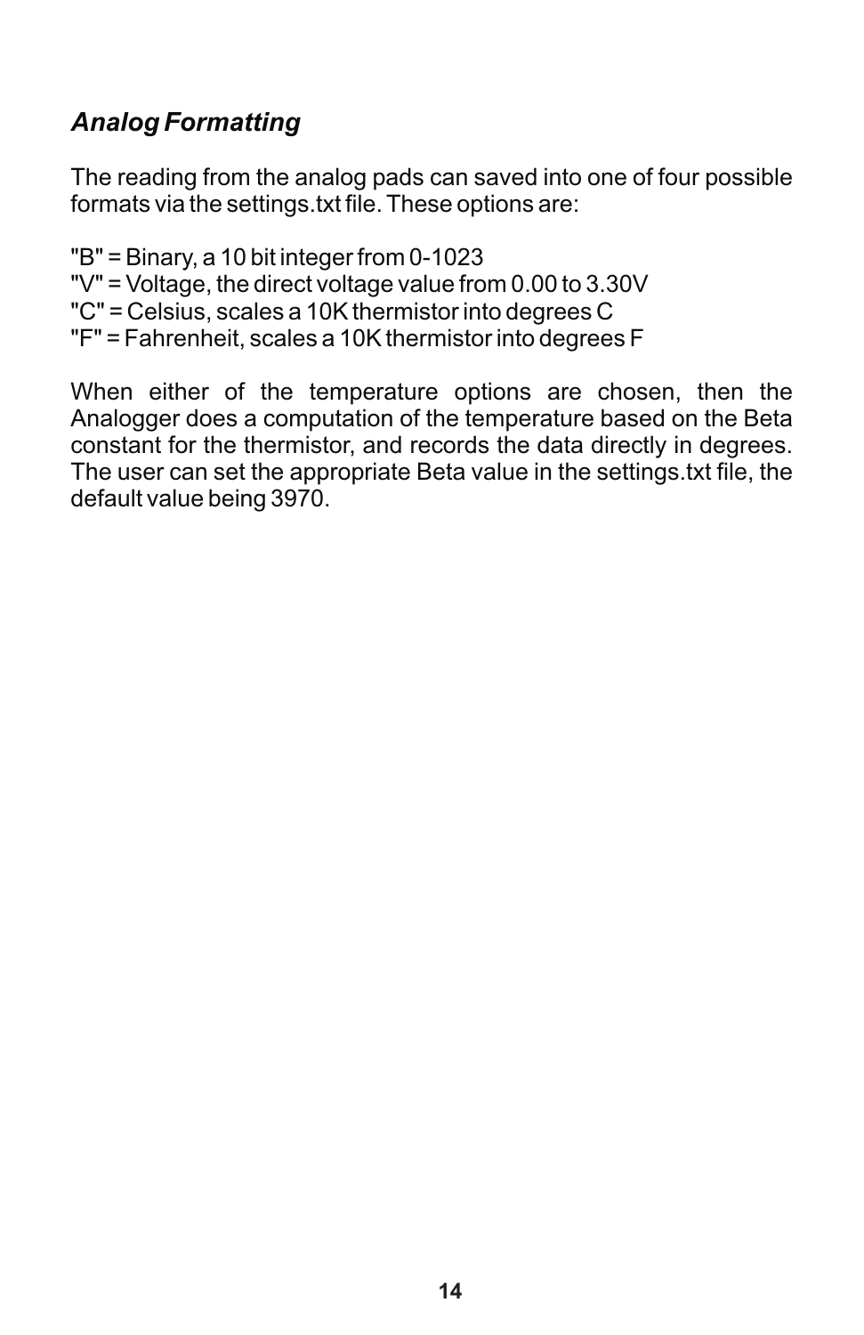### *Analog Formatting*

The reading from the analog pads can saved into one of four possible formats via the settings.txt file. These options are:

"B" = Binary, a 10 bit integer from 0-1023
"V" = Voltage, the direct voltage value from 0.00 to 3.30V
"C" = Celsius, scales a 10K thermistor into degrees C
"F" = Fahrenheit, scales a 10K thermistor into degrees F

When either of the temperature options are chosen, then the Analogger does a computation of the temperature based on the Beta constant for the thermistor, and records the data directly in degrees. The user can set the appropriate Beta value in the settings.txt file, the default value being 3970.